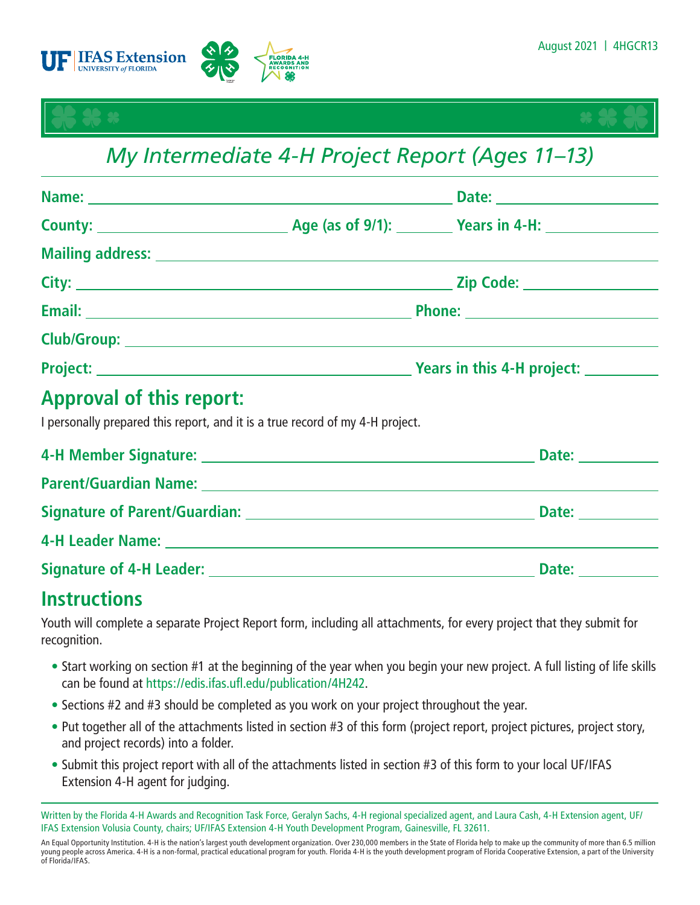August 2021 | 4HGCR13

# My Intermediate 4-H Project Report (Ages 11–13)

**Name:** ______________________________ **Date:** ______________

**County:** ______________ **Age (as of 9/1):** ______ **Years in 4-H:** ________

**Mailing address:** ____________________________________________

**City:** ______________________________ **Zip Code:** ____________

**Email:** ____________________________ **Phone:** ______________

**Club/Group:** _________________________________________________

**Project:** ___________________________ **Years in this 4-H project:** ______

## Approval of this report:

I personally prepared this report, and it is a true record of my 4-H project.

**4-H Member Signature:** ______________________________ **Date:** ________

**Parent/Guardian Name:** ______________________________________

**Signature of Parent/Guardian:** ________________________ **Date:** ________

**4-H Leader Name:** ___________________________________________

**Signature of 4-H Leader:** ____________________________ **Date:** ________

## Instructions

Youth will complete a separate Project Report form, including all attachments, for every project that they submit for recognition.

- Start working on section #1 at the beginning of the year when you begin your new project. A full listing of life skills can be found at https://edis.ifas.ufl.edu/publication/4H242.
- Sections #2 and #3 should be completed as you work on your project throughout the year.
- Put together all of the attachments listed in section #3 of this form (project report, project pictures, project story, and project records) into a folder.
- Submit this project report with all of the attachments listed in section #3 of this form to your local UF/IFAS Extension 4-H agent for judging.

Written by the Florida 4-H Awards and Recognition Task Force, Geralyn Sachs, 4-H regional specialized agent, and Laura Cash, 4-H Extension agent, UF/IFAS Extension Volusia County, chairs; UF/IFAS Extension 4-H Youth Development Program, Gainesville, FL 32611.

An Equal Opportunity Institution. 4-H is the nation's largest youth development organization. Over 230,000 members in the State of Florida help to make up the community of more than 6.5 million young people across America. 4-H is a non-formal, practical educational program for youth. Florida 4-H is the youth development program of Florida Cooperative Extension, a part of the University of Florida/IFAS.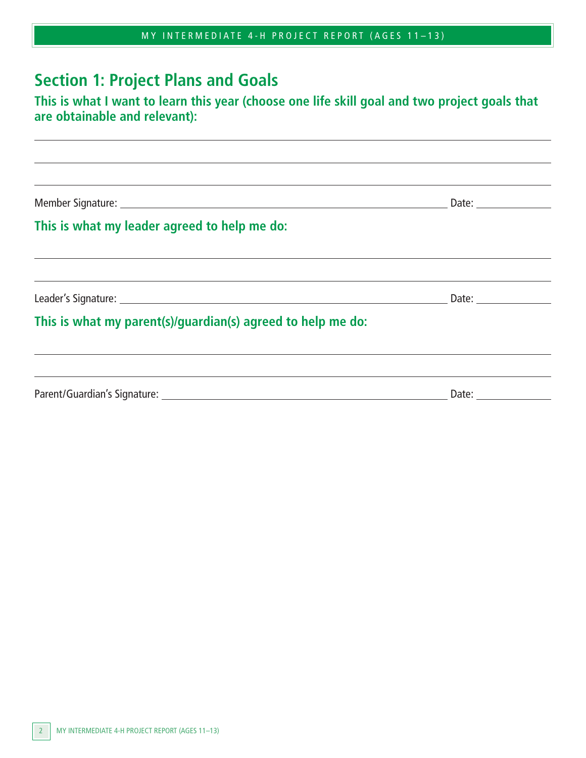## Section 1: Project Plans and Goals

### This is what I want to learn this year (choose one life skill goal and two project goals that are obtainable and relevant):

______________________________________________________________________

______________________________________________________________________

______________________________________________________________________

Member Signature: ______________________________________________ Date: ____________

### This is what my leader agreed to help me do:

______________________________________________________________________

______________________________________________________________________

Leader's Signature: ______________________________________________ Date: ____________

### This is what my parent(s)/guardian(s) agreed to help me do:

______________________________________________________________________

______________________________________________________________________

Parent/Guardian's Signature: ______________________________________________ Date: ____________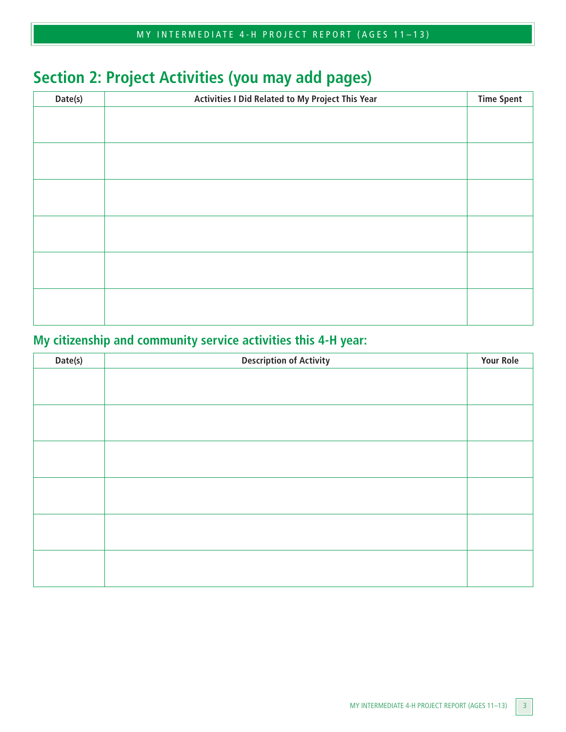## Section 2: Project Activities (you may add pages)

| Date(s) | Activities I Did Related to My Project This Year | Time Spent |
|---|---|---|
| | | |
| | | |
| | | |
| | | |
| | | |
| | | |

### My citizenship and community service activities this 4-H year:

| Date(s) | Description of Activity | Your Role |
|---|---|---|
| | | |
| | | |
| | | |
| | | |
| | | |
| | | |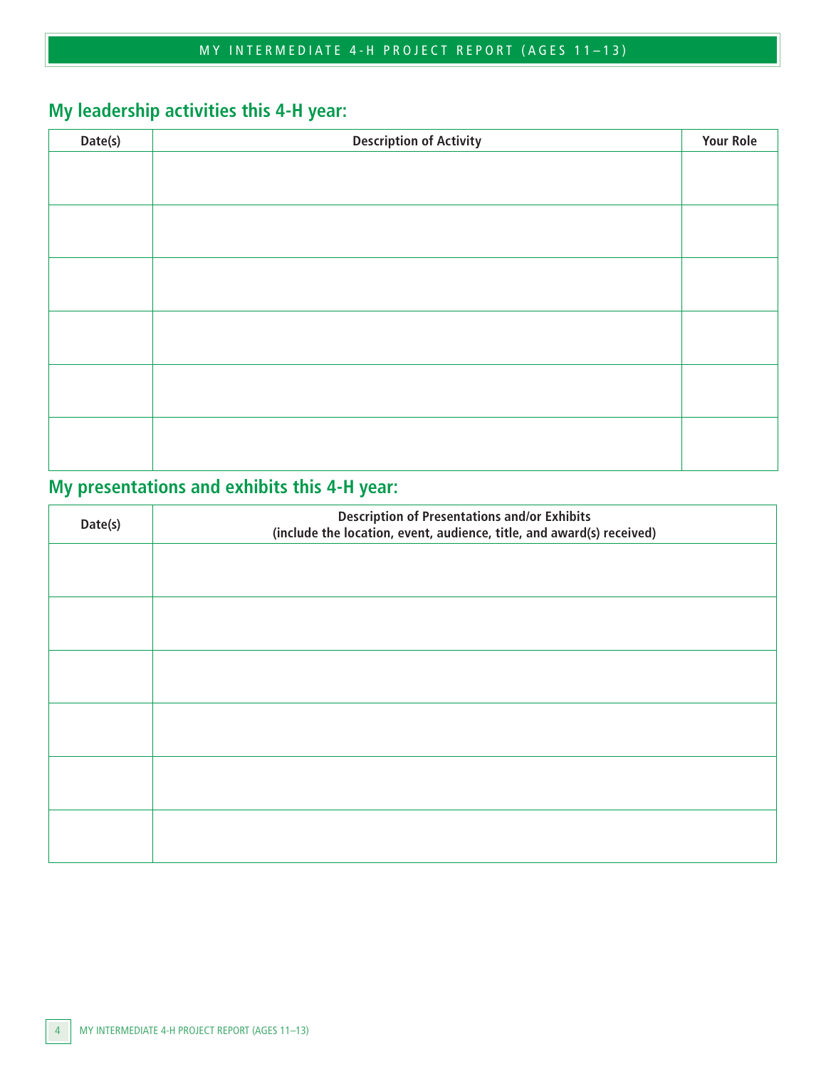## My leadership activities this 4-H year:

| Date(s) | Description of Activity | Your Role |
|---|---|---|
| | | |
| | | |
| | | |
| | | |
| | | |
| | | |

## My presentations and exhibits this 4-H year:

| Date(s) | Description of Presentations and/or Exhibits (include the location, event, audience, title, and award(s) received) |
|---|---|
| | |
| | |
| | |
| | |
| | |
| | |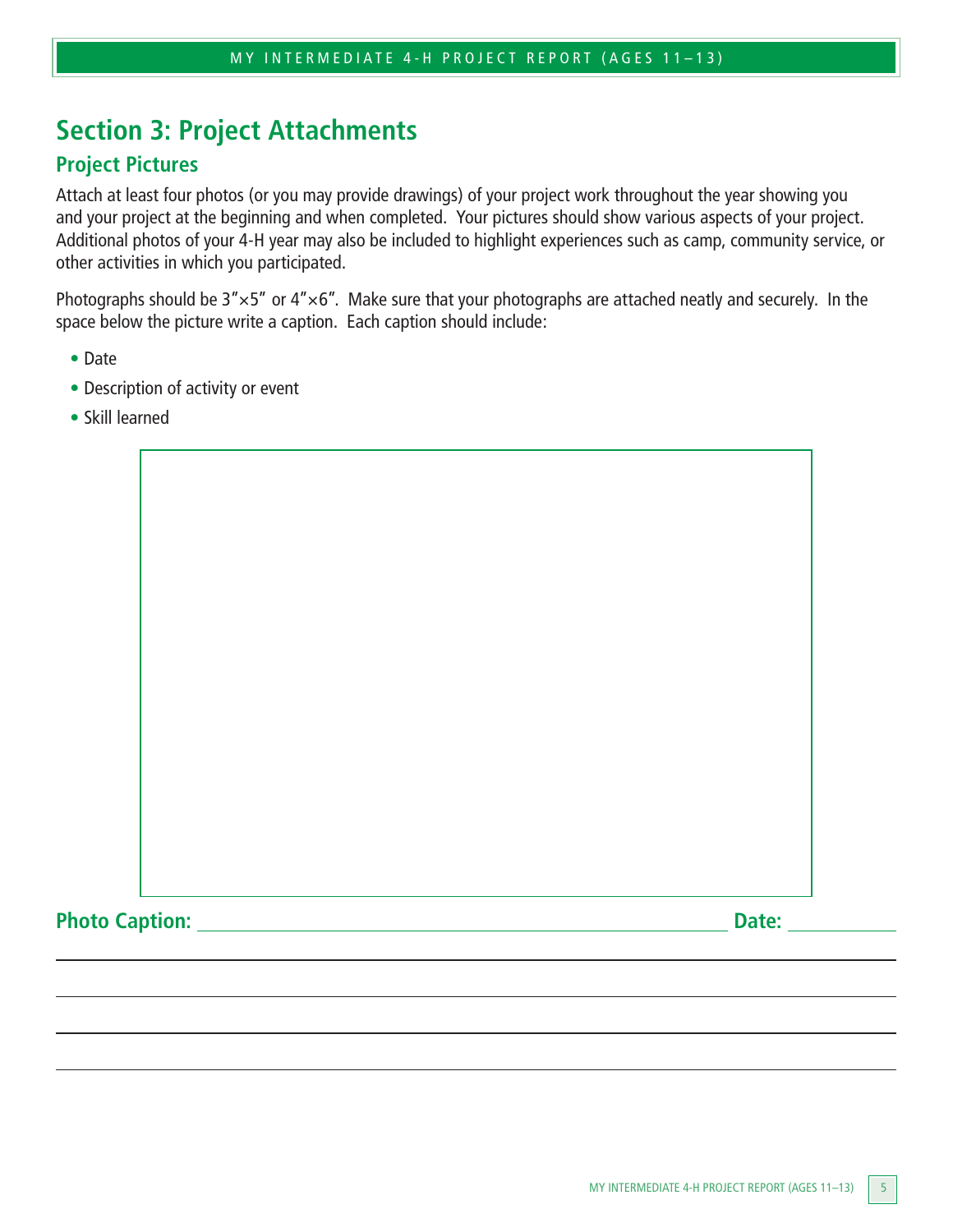## Section 3: Project Attachments

### Project Pictures

Attach at least four photos (or you may provide drawings) of your project work throughout the year showing you and your project at the beginning and when completed. Your pictures should show various aspects of your project. Additional photos of your 4-H year may also be included to highlight experiences such as camp, community service, or other activities in which you participated.

Photographs should be 3″×5″ or 4″×6″. Make sure that your photographs are attached neatly and securely. In the space below the picture write a caption. Each caption should include:

- Date
- Description of activity or event
- Skill learned

**Photo Caption:** ______________________________ **Date:** __________

______________________________________________________________

______________________________________________________________

______________________________________________________________

______________________________________________________________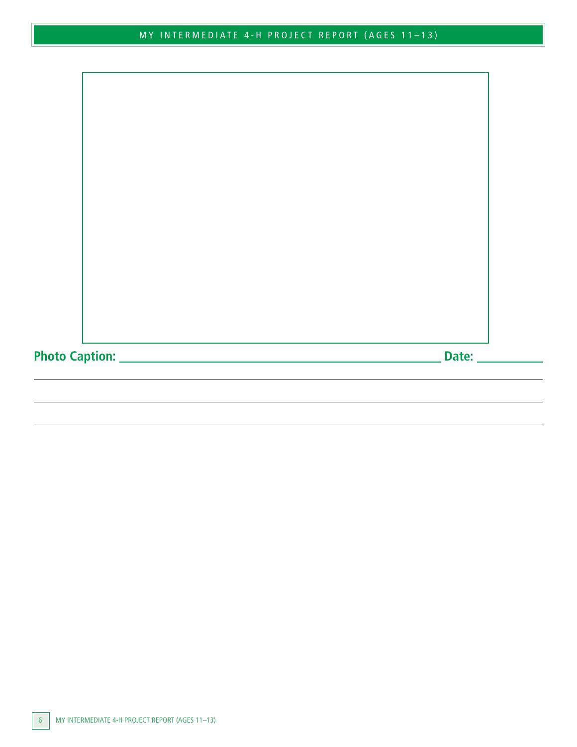**Photo Caption:** ______________________________ **Date:** __________

_______________________________________________

_______________________________________________

_______________________________________________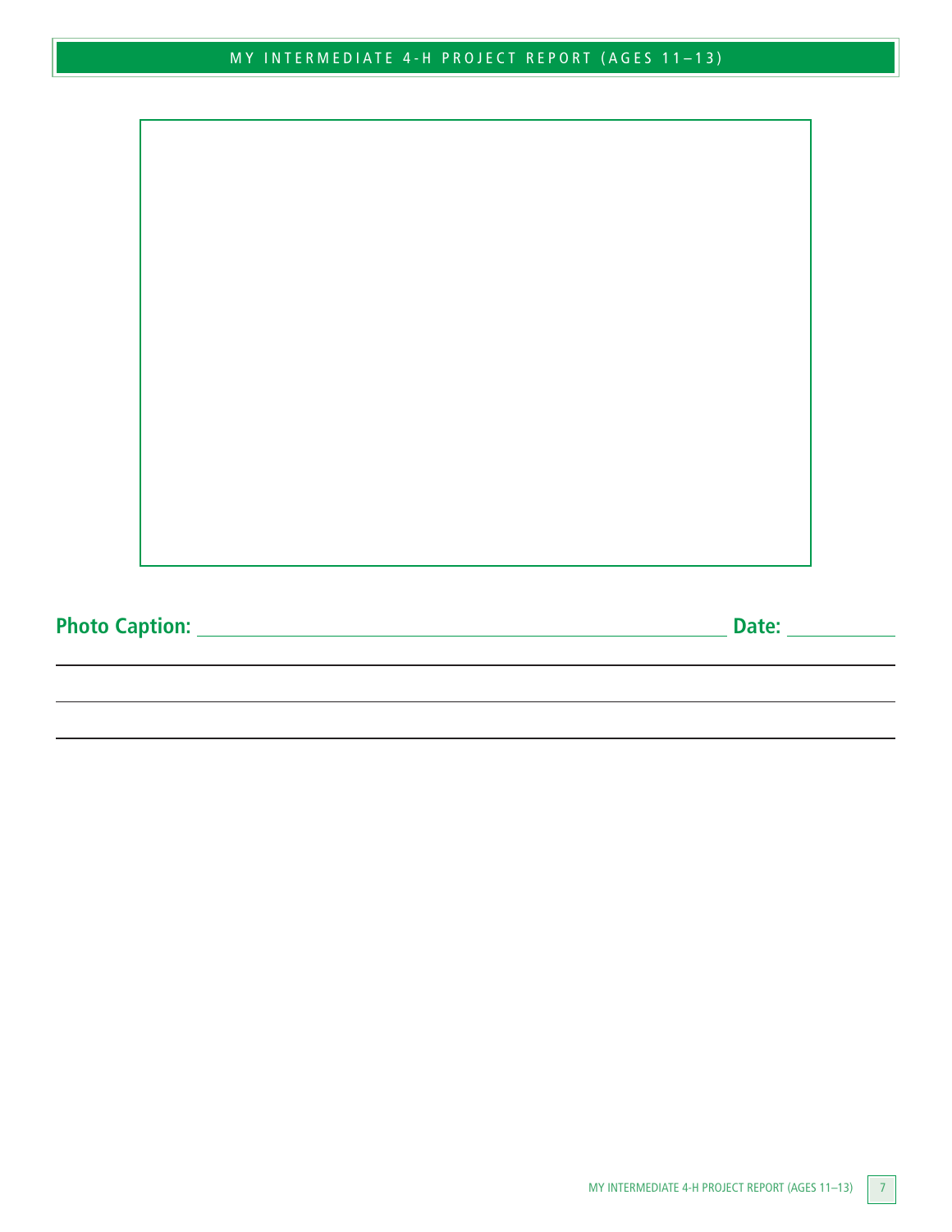**Photo Caption:** ______________________________________________ **Date:** __________

___________________________________________________________________________

___________________________________________________________________________

___________________________________________________________________________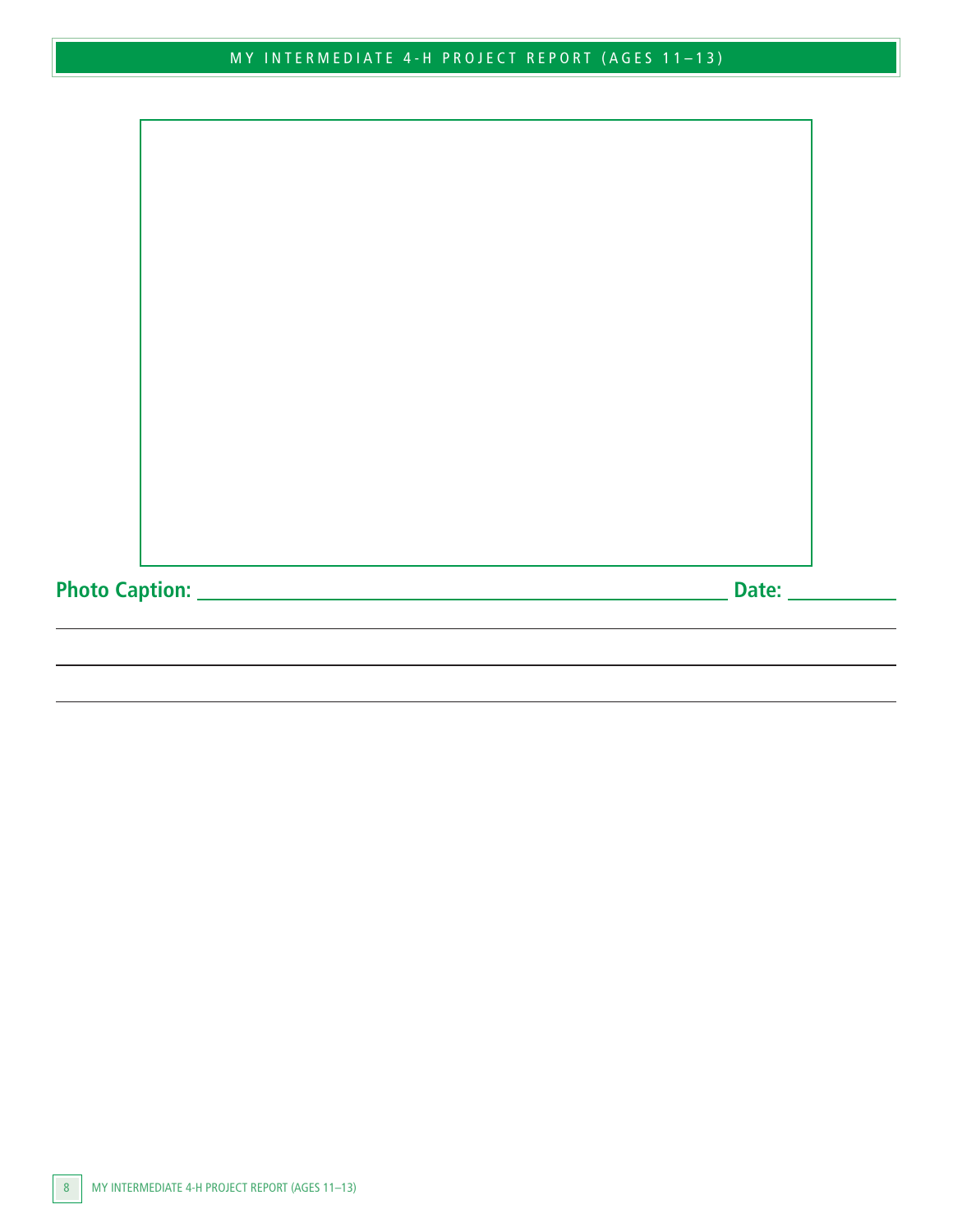**Photo Caption:** ____________________________________________ **Date:** __________

______________________________________________________________________

______________________________________________________________________

______________________________________________________________________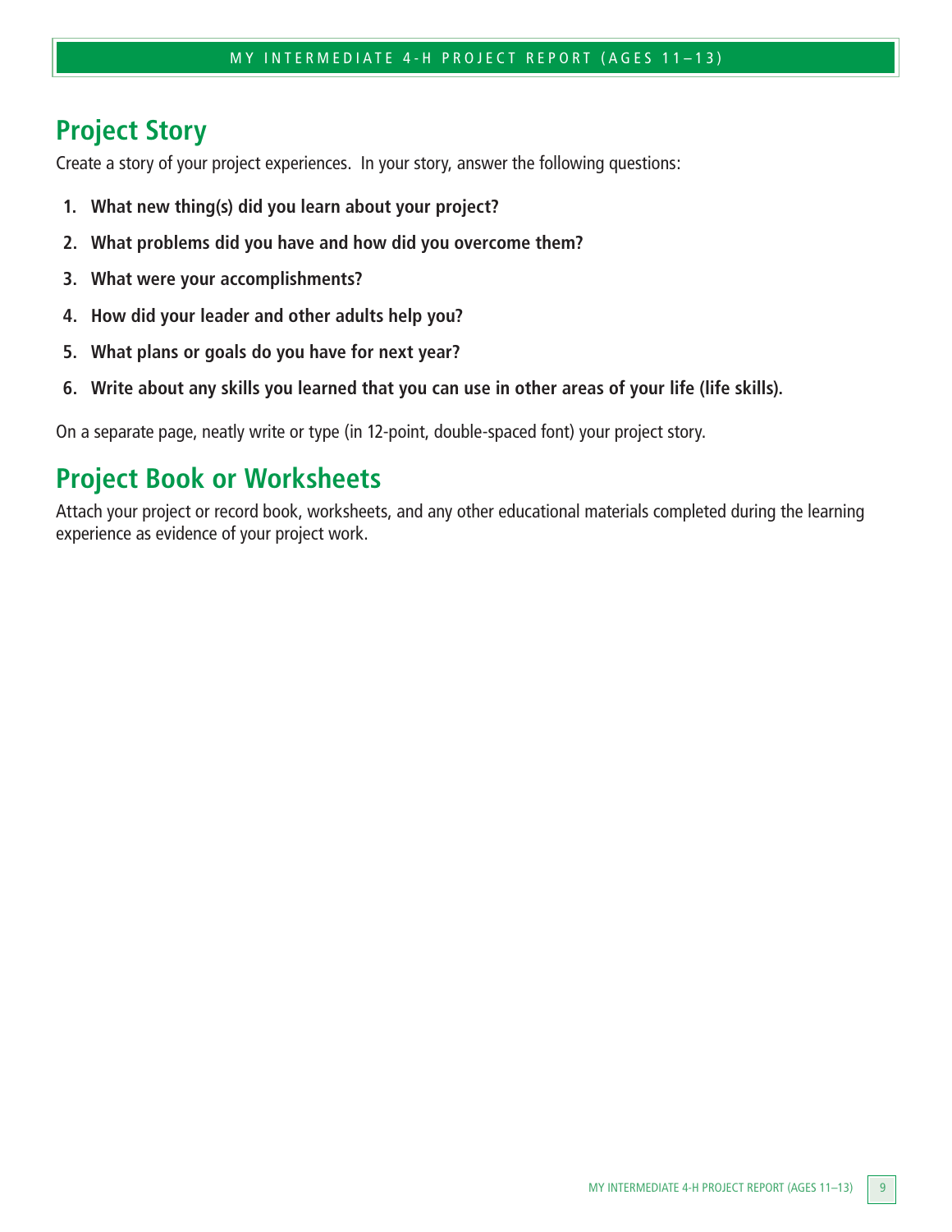## Project Story

Create a story of your project experiences. In your story, answer the following questions:

1. **What new thing(s) did you learn about your project?**
2. **What problems did you have and how did you overcome them?**
3. **What were your accomplishments?**
4. **How did your leader and other adults help you?**
5. **What plans or goals do you have for next year?**
6. **Write about any skills you learned that you can use in other areas of your life (life skills).**

On a separate page, neatly write or type (in 12-point, double-spaced font) your project story.

## Project Book or Worksheets

Attach your project or record book, worksheets, and any other educational materials completed during the learning experience as evidence of your project work.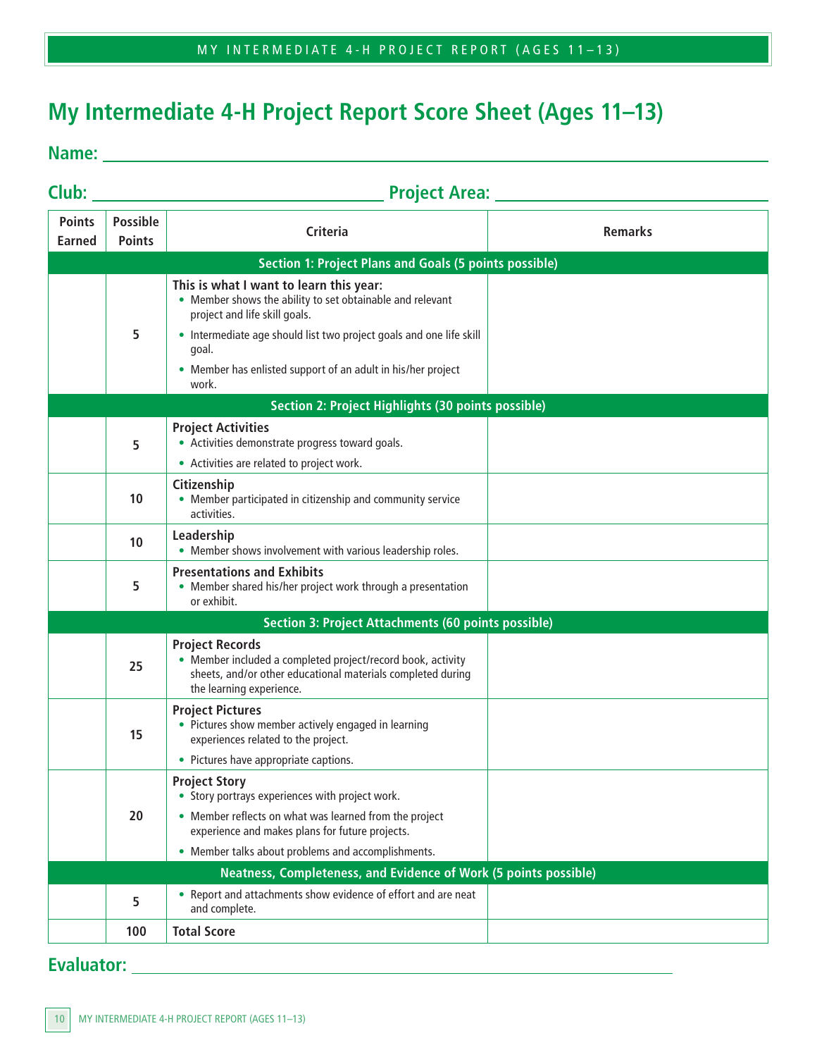# My Intermediate 4-H Project Report Score Sheet (Ages 11–13)

**Name:** ______________________________

**Club:** ______________________ **Project Area:** ______________________

| Points Earned | Possible Points | Criteria | Remarks |
|---|---|---|---|
| | | **Section 1: Project Plans and Goals (5 points possible)** | |
| | 5 | **This is what I want to learn this year:**<br>• Member shows the ability to set obtainable and relevant project and life skill goals.<br>• Intermediate age should list two project goals and one life skill goal.<br>• Member has enlisted support of an adult in his/her project work. | |
| | | **Section 2: Project Highlights (30 points possible)** | |
| | 5 | **Project Activities**<br>• Activities demonstrate progress toward goals.<br>• Activities are related to project work. | |
| | 10 | **Citizenship**<br>• Member participated in citizenship and community service activities. | |
| | 10 | **Leadership**<br>• Member shows involvement with various leadership roles. | |
| | 5 | **Presentations and Exhibits**<br>• Member shared his/her project work through a presentation or exhibit. | |
| | | **Section 3: Project Attachments (60 points possible)** | |
| | 25 | **Project Records**<br>• Member included a completed project/record book, activity sheets, and/or other educational materials completed during the learning experience. | |
| | 15 | **Project Pictures**<br>• Pictures show member actively engaged in learning experiences related to the project.<br>• Pictures have appropriate captions. | |
| | 20 | **Project Story**<br>• Story portrays experiences with project work.<br>• Member reflects on what was learned from the project experience and makes plans for future projects.<br>• Member talks about problems and accomplishments. | |
| | | **Neatness, Completeness, and Evidence of Work (5 points possible)** | |
| | 5 | • Report and attachments show evidence of effort and are neat and complete. | |
| | 100 | **Total Score** | |

**Evaluator:** ______________________________